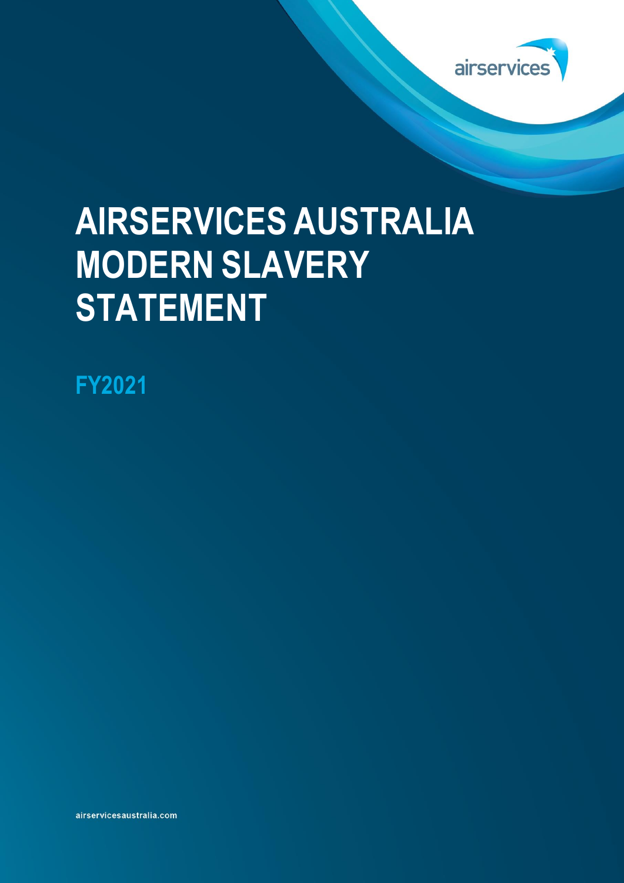airservices

# AIRSERVICES AUSTRALIA MODERN SLAVERY STATEMENT

## FY2021

airservicesaustralia.com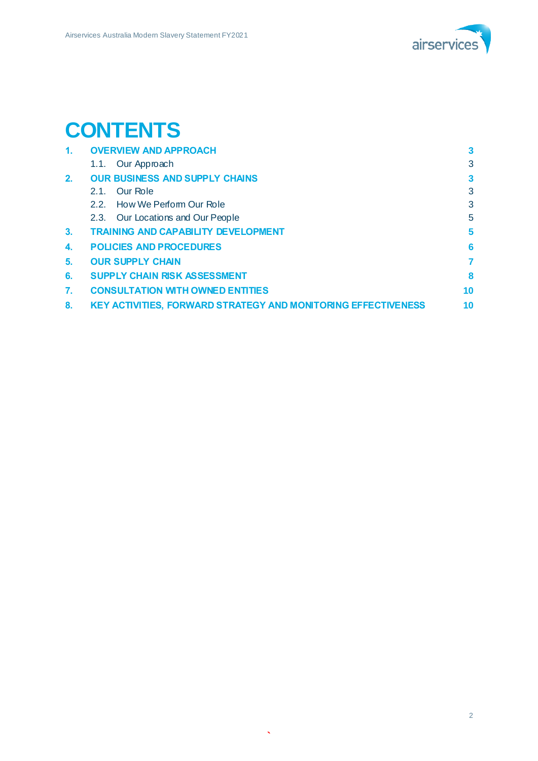# CONTENTS

| | | |
|---|---|---|
| **1.** | **OVERVIEW AND APPROACH** | **3** |
| | 1.1. Our Approach | 3 |
| **2.** | **OUR BUSINESS AND SUPPLY CHAINS** | **3** |
| | 2.1. Our Role | 3 |
| | 2.2. How We Perform Our Role | 3 |
| | 2.3. Our Locations and Our People | 5 |
| **3.** | **TRAINING AND CAPABILITY DEVELOPMENT** | **5** |
| **4.** | **POLICIES AND PROCEDURES** | **6** |
| **5.** | **OUR SUPPLY CHAIN** | **7** |
| **6.** | **SUPPLY CHAIN RISK ASSESSMENT** | **8** |
| **7.** | **CONSULTATION WITH OWNED ENTITIES** | **10** |
| **8.** | **KEY ACTIVITIES, FORWARD STRATEGY AND MONITORING EFFECTIVENESS** | **10** |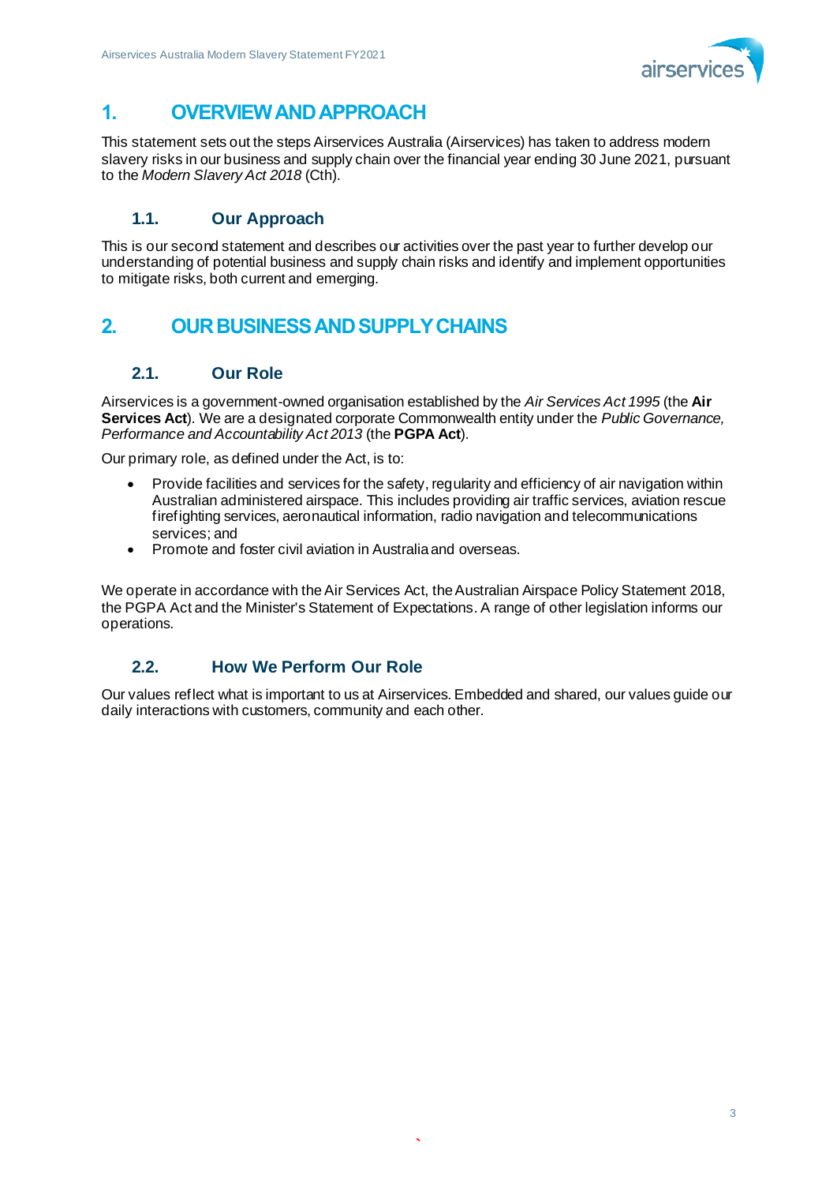# 1. OVERVIEW AND APPROACH

This statement sets out the steps Airservices Australia (Airservices) has taken to address modern slavery risks in our business and supply chain over the financial year ending 30 June 2021, pursuant to the *Modern Slavery Act 2018* (Cth).

## 1.1. Our Approach

This is our second statement and describes our activities over the past year to further develop our understanding of potential business and supply chain risks and identify and implement opportunities to mitigate risks, both current and emerging.

# 2. OUR BUSINESS AND SUPPLY CHAINS

## 2.1. Our Role

Airservices is a government-owned organisation established by the *Air Services Act 1995* (the **Air Services Act**). We are a designated corporate Commonwealth entity under the *Public Governance, Performance and Accountability Act 2013* (the **PGPA Act**).

Our primary role, as defined under the Act, is to:

- Provide facilities and services for the safety, regularity and efficiency of air navigation within Australian administered airspace. This includes providing air traffic services, aviation rescue firefighting services, aeronautical information, radio navigation and telecommunications services; and
- Promote and foster civil aviation in Australia and overseas.

We operate in accordance with the Air Services Act, the Australian Airspace Policy Statement 2018, the PGPA Act and the Minister's Statement of Expectations. A range of other legislation informs our operations.

## 2.2. How We Perform Our Role

Our values reflect what is important to us at Airservices. Embedded and shared, our values guide our daily interactions with customers, community and each other.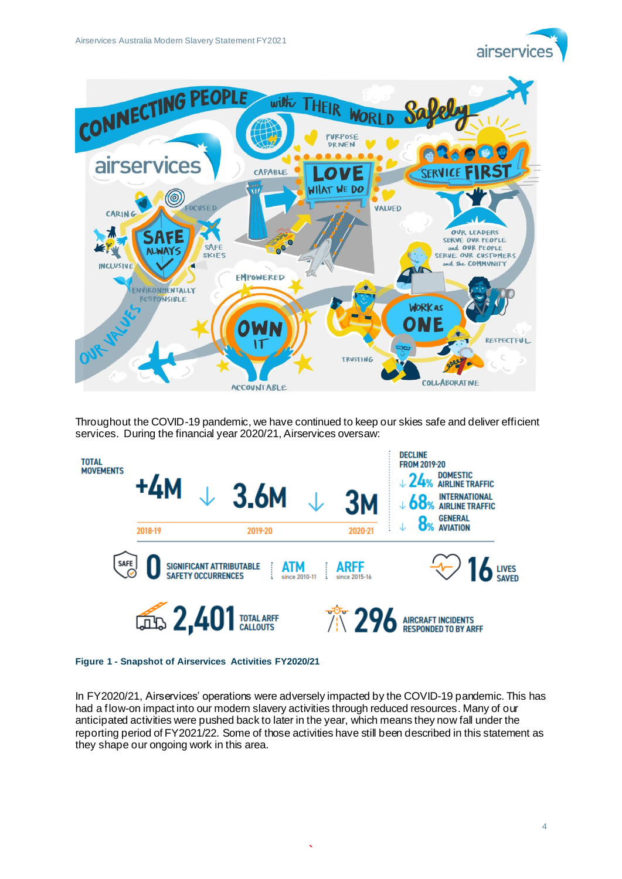Throughout the COVID-19 pandemic, we have continued to keep our skies safe and deliver efficient services. During the financial year 2020/21, Airservices oversaw:

**Figure 1 - Snapshot of Airservices Activities FY2020/21**

In FY2020/21, Airservices' operations were adversely impacted by the COVID-19 pandemic. This has had a flow-on impact into our modern slavery activities through reduced resources. Many of our anticipated activities were pushed back to later in the year, which means they now fall under the reporting period of FY2021/22. Some of those activities have still been described in this statement as they shape our ongoing work in this area.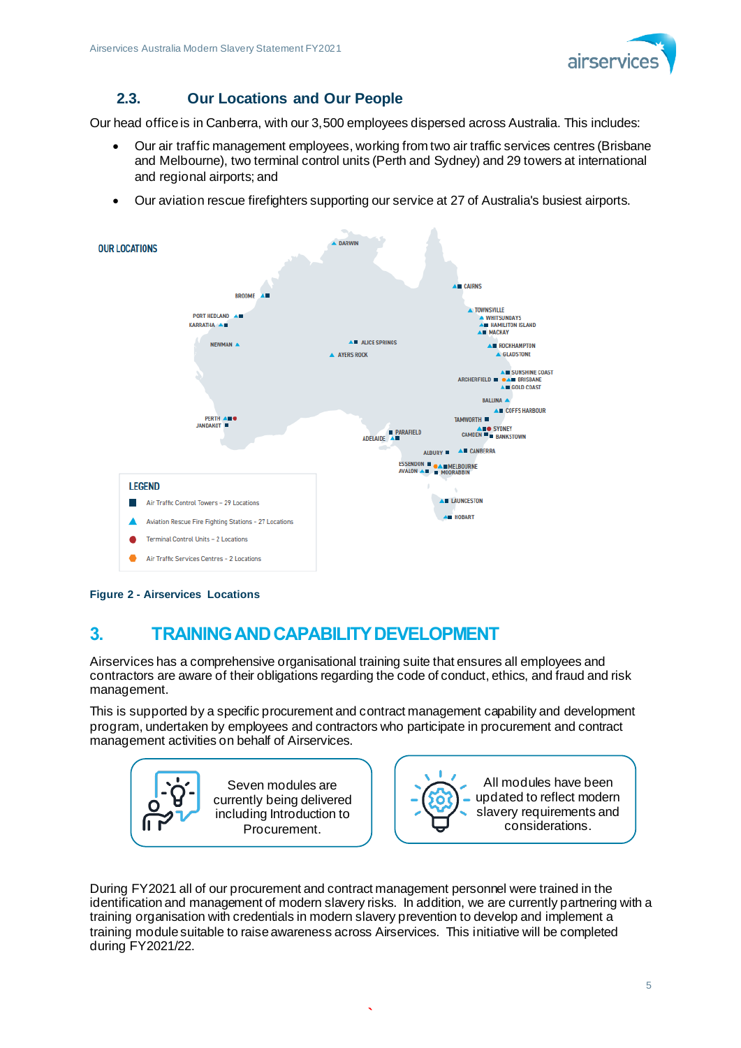## 2.3. Our Locations and Our People

Our head office is in Canberra, with our 3,500 employees dispersed across Australia. This includes:

- Our air traffic management employees, working from two air traffic services centres (Brisbane and Melbourne), two terminal control units (Perth and Sydney) and 29 towers at international and regional airports; and
- Our aviation rescue firefighters supporting our service at 27 of Australia's busiest airports.

OUR LOCATIONS

DARWIN, BROOME, PORT HEDLAND, KARRATHA, NEWMAN, ALICE SPRINGS, AYERS ROCK, CAIRNS, TOWNSVILLE, WHITSUNDAYS, HAMILTON ISLAND, MACKAY, ROCKHAMPTON, GLADSTONE, SUNSHINE COAST, ARCHERFIELD, BRISBANE, GOLD COAST, BALLINA, COFFS HARBOUR, TAMWORTH, PERTH, JANDAKOT, PARAFIELD, ADELAIDE, CAMDEN, SYDNEY, BANKSTOWN, ALBURY, CANBERRA, ESSENDON, MELBOURNE, AVALON, MOORABBIN, LAUNCESTON, HOBART

LEGEND

- Air Traffic Control Towers – 29 Locations
- Aviation Rescue Fire Fighting Stations – 27 Locations
- Terminal Control Units – 2 Locations
- Air Traffic Services Centres – 2 Locations

**Figure 2 - Airservices Locations**

# 3. TRAINING AND CAPABILITY DEVELOPMENT

Airservices has a comprehensive organisational training suite that ensures all employees and contractors are aware of their obligations regarding the code of conduct, ethics, and fraud and risk management.

This is supported by a specific procurement and contract management capability and development program, undertaken by employees and contractors who participate in procurement and contract management activities on behalf of Airservices.

Seven modules are currently being delivered including Introduction to Procurement.

All modules have been updated to reflect modern slavery requirements and considerations.

During FY2021 all of our procurement and contract management personnel were trained in the identification and management of modern slavery risks. In addition, we are currently partnering with a training organisation with credentials in modern slavery prevention to develop and implement a training module suitable to raise awareness across Airservices. This initiative will be completed during FY2021/22.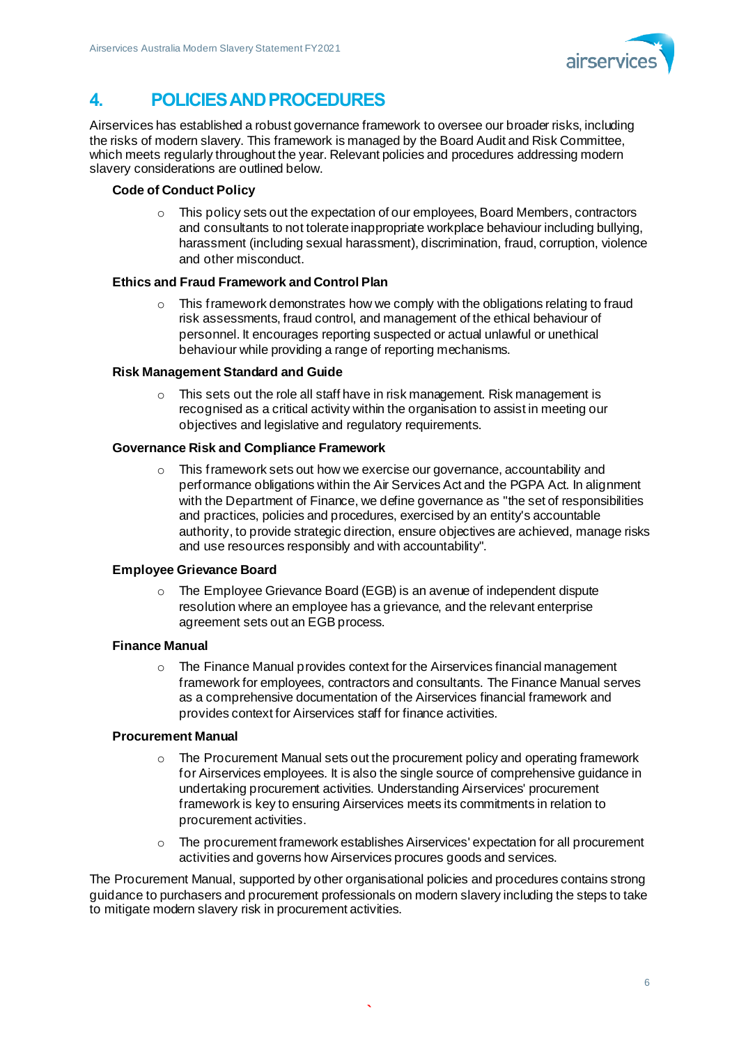# 4. POLICIES AND PROCEDURES

Airservices has established a robust governance framework to oversee our broader risks, including the risks of modern slavery. This framework is managed by the Board Audit and Risk Committee, which meets regularly throughout the year. Relevant policies and procedures addressing modern slavery considerations are outlined below.

**Code of Conduct Policy**

- This policy sets out the expectation of our employees, Board Members, contractors and consultants to not tolerate inappropriate workplace behaviour including bullying, harassment (including sexual harassment), discrimination, fraud, corruption, violence and other misconduct.

**Ethics and Fraud Framework and Control Plan**

- This framework demonstrates how we comply with the obligations relating to fraud risk assessments, fraud control, and management of the ethical behaviour of personnel. It encourages reporting suspected or actual unlawful or unethical behaviour while providing a range of reporting mechanisms.

**Risk Management Standard and Guide**

- This sets out the role all staff have in risk management. Risk management is recognised as a critical activity within the organisation to assist in meeting our objectives and legislative and regulatory requirements.

**Governance Risk and Compliance Framework**

- This framework sets out how we exercise our governance, accountability and performance obligations within the Air Services Act and the PGPA Act. In alignment with the Department of Finance, we define governance as "the set of responsibilities and practices, policies and procedures, exercised by an entity's accountable authority, to provide strategic direction, ensure objectives are achieved, manage risks and use resources responsibly and with accountability".

**Employee Grievance Board**

- The Employee Grievance Board (EGB) is an avenue of independent dispute resolution where an employee has a grievance, and the relevant enterprise agreement sets out an EGB process.

**Finance Manual**

- The Finance Manual provides context for the Airservices financial management framework for employees, contractors and consultants. The Finance Manual serves as a comprehensive documentation of the Airservices financial framework and provides context for Airservices staff for finance activities.

**Procurement Manual**

- The Procurement Manual sets out the procurement policy and operating framework for Airservices employees. It is also the single source of comprehensive guidance in undertaking procurement activities. Understanding Airservices' procurement framework is key to ensuring Airservices meets its commitments in relation to procurement activities.
- The procurement framework establishes Airservices' expectation for all procurement activities and governs how Airservices procures goods and services.

The Procurement Manual, supported by other organisational policies and procedures contains strong guidance to purchasers and procurement professionals on modern slavery including the steps to take to mitigate modern slavery risk in procurement activities.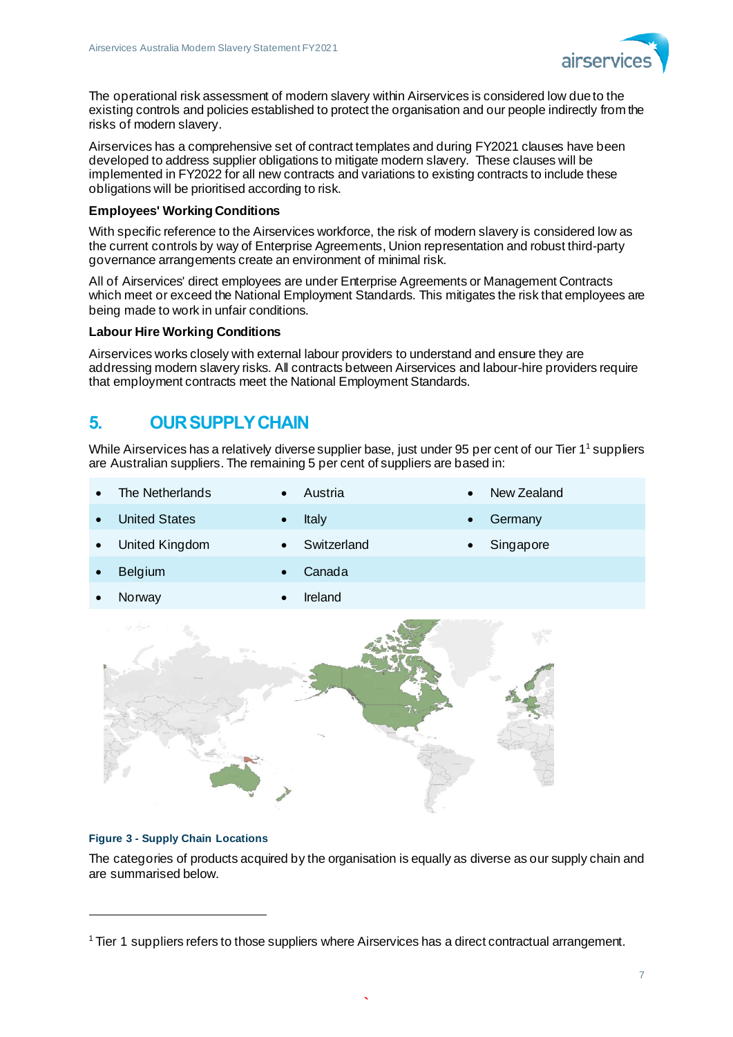The operational risk assessment of modern slavery within Airservices is considered low due to the existing controls and policies established to protect the organisation and our people indirectly from the risks of modern slavery.

Airservices has a comprehensive set of contract templates and during FY2021 clauses have been developed to address supplier obligations to mitigate modern slavery. These clauses will be implemented in FY2022 for all new contracts and variations to existing contracts to include these obligations will be prioritised according to risk.

**Employees' Working Conditions**

With specific reference to the Airservices workforce, the risk of modern slavery is considered low as the current controls by way of Enterprise Agreements, Union representation and robust third-party governance arrangements create an environment of minimal risk.

All of Airservices' direct employees are under Enterprise Agreements or Management Contracts which meet or exceed the National Employment Standards. This mitigates the risk that employees are being made to work in unfair conditions.

**Labour Hire Working Conditions**

Airservices works closely with external labour providers to understand and ensure they are addressing modern slavery risks. All contracts between Airservices and labour-hire providers require that employment contracts meet the National Employment Standards.

## 5. OUR SUPPLY CHAIN

While Airservices has a relatively diverse supplier base, just under 95 per cent of our Tier 1[1] suppliers are Australian suppliers. The remaining 5 per cent of suppliers are based in:

- The Netherlands
- United States
- United Kingdom
- Belgium
- Norway
- Austria
- Italy
- Switzerland
- Canada
- Ireland
- New Zealand
- Germany
- Singapore

**Figure 3 - Supply Chain Locations**

The categories of products acquired by the organisation is equally as diverse as our supply chain and are summarised below.

[1] Tier 1 suppliers refers to those suppliers where Airservices has a direct contractual arrangement.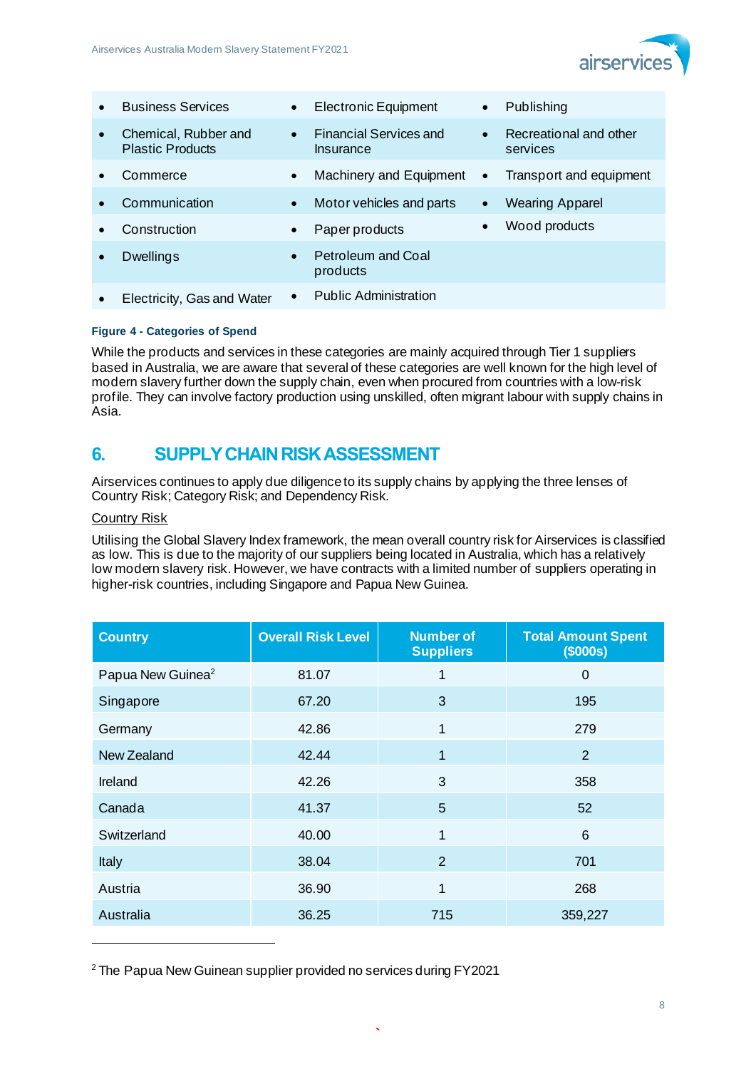| | | |
|---|---|---|
| • Business Services | • Electronic Equipment | • Publishing |
| • Chemical, Rubber and Plastic Products | • Financial Services and Insurance | • Recreational and other services |
| • Commerce | • Machinery and Equipment | • Transport and equipment |
| • Communication | • Motor vehicles and parts | • Wearing Apparel |
| • Construction | • Paper products | • Wood products |
| • Dwellings | • Petroleum and Coal products | |
| • Electricity, Gas and Water | • Public Administration | |

**Figure 4 - Categories of Spend**

While the products and services in these categories are mainly acquired through Tier 1 suppliers based in Australia, we are aware that several of these categories are well known for the high level of modern slavery further down the supply chain, even when procured from countries with a low-risk profile. They can involve factory production using unskilled, often migrant labour with supply chains in Asia.

## 6. SUPPLY CHAIN RISK ASSESSMENT

Airservices continues to apply due diligence to its supply chains by applying the three lenses of Country Risk; Category Risk; and Dependency Risk.

Country Risk

Utilising the Global Slavery Index framework, the mean overall country risk for Airservices is classified as low. This is due to the majority of our suppliers being located in Australia, which has a relatively low modern slavery risk. However, we have contracts with a limited number of suppliers operating in higher-risk countries, including Singapore and Papua New Guinea.

| Country | Overall Risk Level | Number of Suppliers | Total Amount Spent ($000s) |
|---|---|---|---|
| Papua New Guinea[2] | 81.07 | 1 | 0 |
| Singapore | 67.20 | 3 | 195 |
| Germany | 42.86 | 1 | 279 |
| New Zealand | 42.44 | 1 | 2 |
| Ireland | 42.26 | 3 | 358 |
| Canada | 41.37 | 5 | 52 |
| Switzerland | 40.00 | 1 | 6 |
| Italy | 38.04 | 2 | 701 |
| Austria | 36.90 | 1 | 268 |
| Australia | 36.25 | 715 | 359,227 |

[2] The Papua New Guinean supplier provided no services during FY2021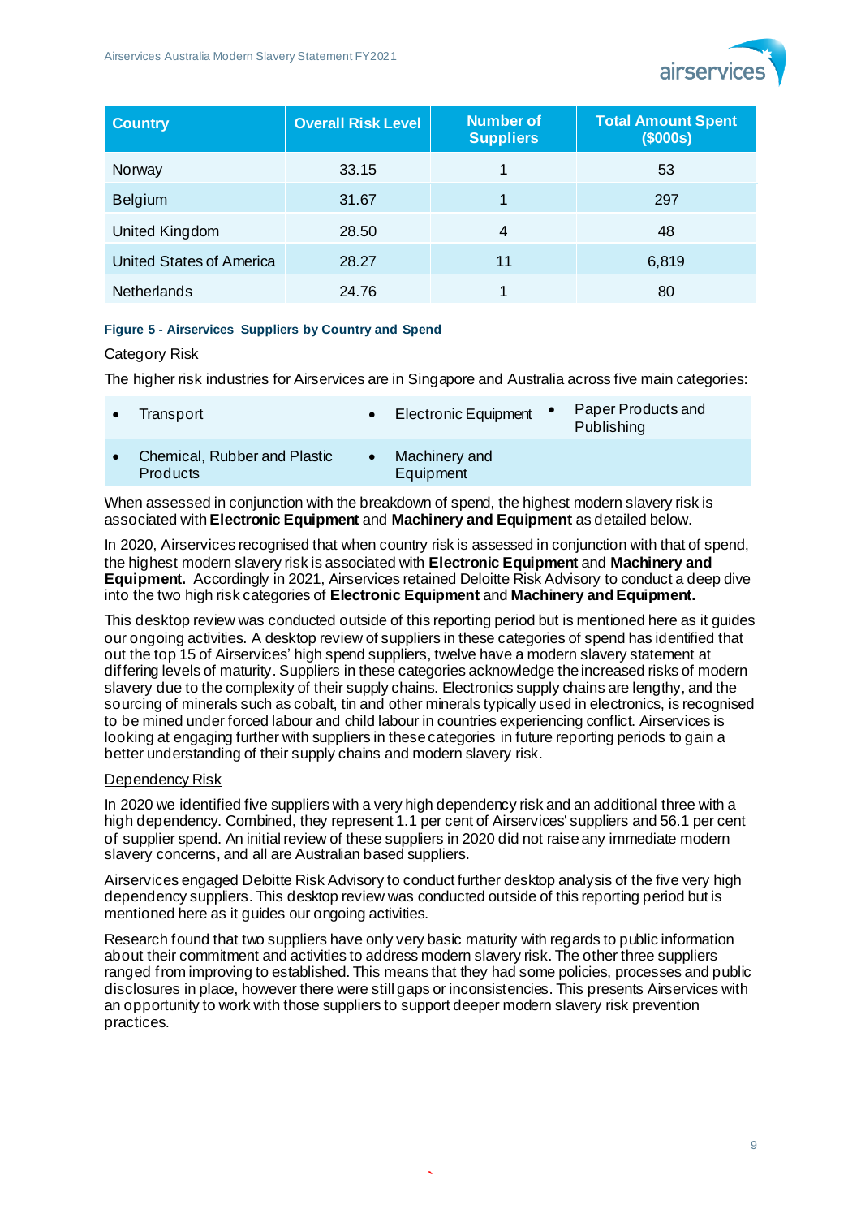| Country | Overall Risk Level | Number of Suppliers | Total Amount Spent ($000s) |
|---|---|---|---|
| Norway | 33.15 | 1 | 53 |
| Belgium | 31.67 | 1 | 297 |
| United Kingdom | 28.50 | 4 | 48 |
| United States of America | 28.27 | 11 | 6,819 |
| Netherlands | 24.76 | 1 | 80 |

**Figure 5 - Airservices Suppliers by Country and Spend**

Category Risk

The higher risk industries for Airservices are in Singapore and Australia across five main categories:

- Transport
- Electronic Equipment
- Paper Products and Publishing
- Chemical, Rubber and Plastic Products
- Machinery and Equipment

When assessed in conjunction with the breakdown of spend, the highest modern slavery risk is associated with **Electronic Equipment** and **Machinery and Equipment** as detailed below.

In 2020, Airservices recognised that when country risk is assessed in conjunction with that of spend, the highest modern slavery risk is associated with **Electronic Equipment** and **Machinery and Equipment.** Accordingly in 2021, Airservices retained Deloitte Risk Advisory to conduct a deep dive into the two high risk categories of **Electronic Equipment** and **Machinery and Equipment.**

This desktop review was conducted outside of this reporting period but is mentioned here as it guides our ongoing activities. A desktop review of suppliers in these categories of spend has identified that out the top 15 of Airservices' high spend suppliers, twelve have a modern slavery statement at differing levels of maturity. Suppliers in these categories acknowledge the increased risks of modern slavery due to the complexity of their supply chains. Electronics supply chains are lengthy, and the sourcing of minerals such as cobalt, tin and other minerals typically used in electronics, is recognised to be mined under forced labour and child labour in countries experiencing conflict. Airservices is looking at engaging further with suppliers in these categories in future reporting periods to gain a better understanding of their supply chains and modern slavery risk.

Dependency Risk

In 2020 we identified five suppliers with a very high dependency risk and an additional three with a high dependency. Combined, they represent 1.1 per cent of Airservices' suppliers and 56.1 per cent of supplier spend. An initial review of these suppliers in 2020 did not raise any immediate modern slavery concerns, and all are Australian based suppliers.

Airservices engaged Deloitte Risk Advisory to conduct further desktop analysis of the five very high dependency suppliers. This desktop review was conducted outside of this reporting period but is mentioned here as it guides our ongoing activities.

Research found that two suppliers have only very basic maturity with regards to public information about their commitment and activities to address modern slavery risk. The other three suppliers ranged from improving to established. This means that they had some policies, processes and public disclosures in place, however there were still gaps or inconsistencies. This presents Airservices with an opportunity to work with those suppliers to support deeper modern slavery risk prevention practices.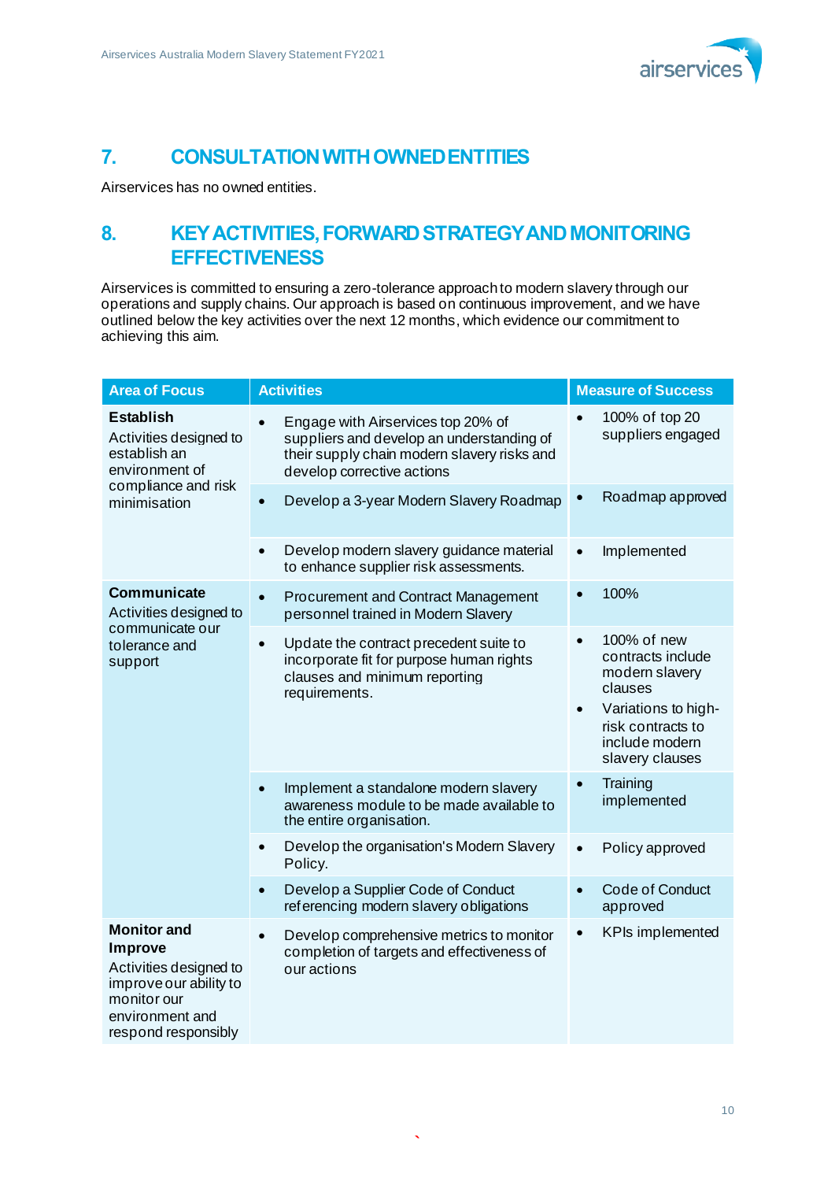## 7. CONSULTATION WITH OWNED ENTITIES

Airservices has no owned entities.

## 8. KEY ACTIVITIES, FORWARD STRATEGY AND MONITORING EFFECTIVENESS

Airservices is committed to ensuring a zero-tolerance approach to modern slavery through our operations and supply chains. Our approach is based on continuous improvement, and we have outlined below the key activities over the next 12 months, which evidence our commitment to achieving this aim.

| Area of Focus | Activities | Measure of Success |
|---|---|---|
| **Establish**<br>Activities designed to establish an environment of compliance and risk minimisation | • Engage with Airservices top 20% of suppliers and develop an understanding of their supply chain modern slavery risks and develop corrective actions | • 100% of top 20 suppliers engaged |
| | • Develop a 3-year Modern Slavery Roadmap | • Roadmap approved |
| | • Develop modern slavery guidance material to enhance supplier risk assessments. | • Implemented |
| **Communicate**<br>Activities designed to communicate our tolerance and support | • Procurement and Contract Management personnel trained in Modern Slavery | • 100% |
| | • Update the contract precedent suite to incorporate fit for purpose human rights clauses and minimum reporting requirements. | • 100% of new contracts include modern slavery clauses<br>• Variations to high-risk contracts to include modern slavery clauses |
| | • Implement a standalone modern slavery awareness module to be made available to the entire organisation. | • Training implemented |
| | • Develop the organisation's Modern Slavery Policy. | • Policy approved |
| | • Develop a Supplier Code of Conduct referencing modern slavery obligations | • Code of Conduct approved |
| **Monitor and Improve**<br>Activities designed to improve our ability to monitor our environment and respond responsibly | • Develop comprehensive metrics to monitor completion of targets and effectiveness of our actions | • KPIs implemented |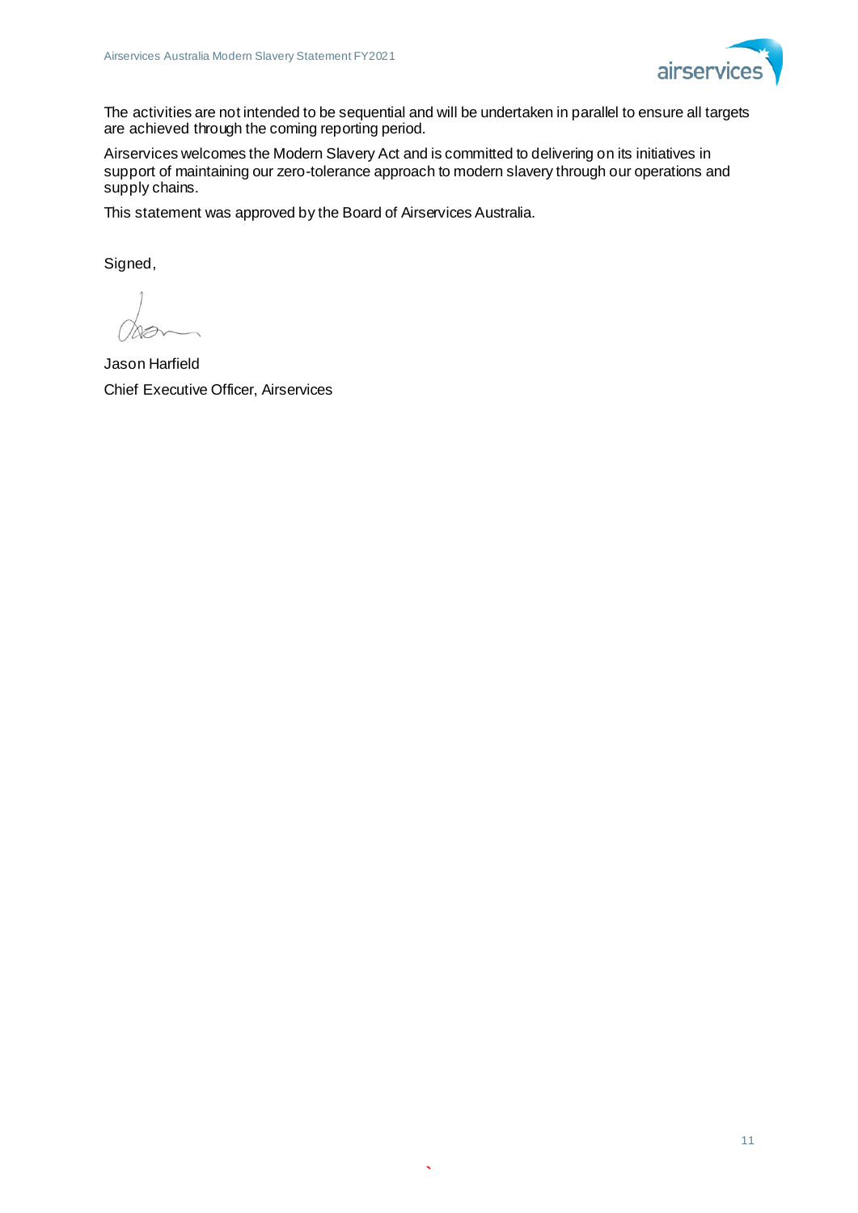The activities are not intended to be sequential and will be undertaken in parallel to ensure all targets are achieved through the coming reporting period.

Airservices welcomes the Modern Slavery Act and is committed to delivering on its initiatives in support of maintaining our zero-tolerance approach to modern slavery through our operations and supply chains.

This statement was approved by the Board of Airservices Australia.

Signed,

Jason Harfield

Chief Executive Officer, Airservices